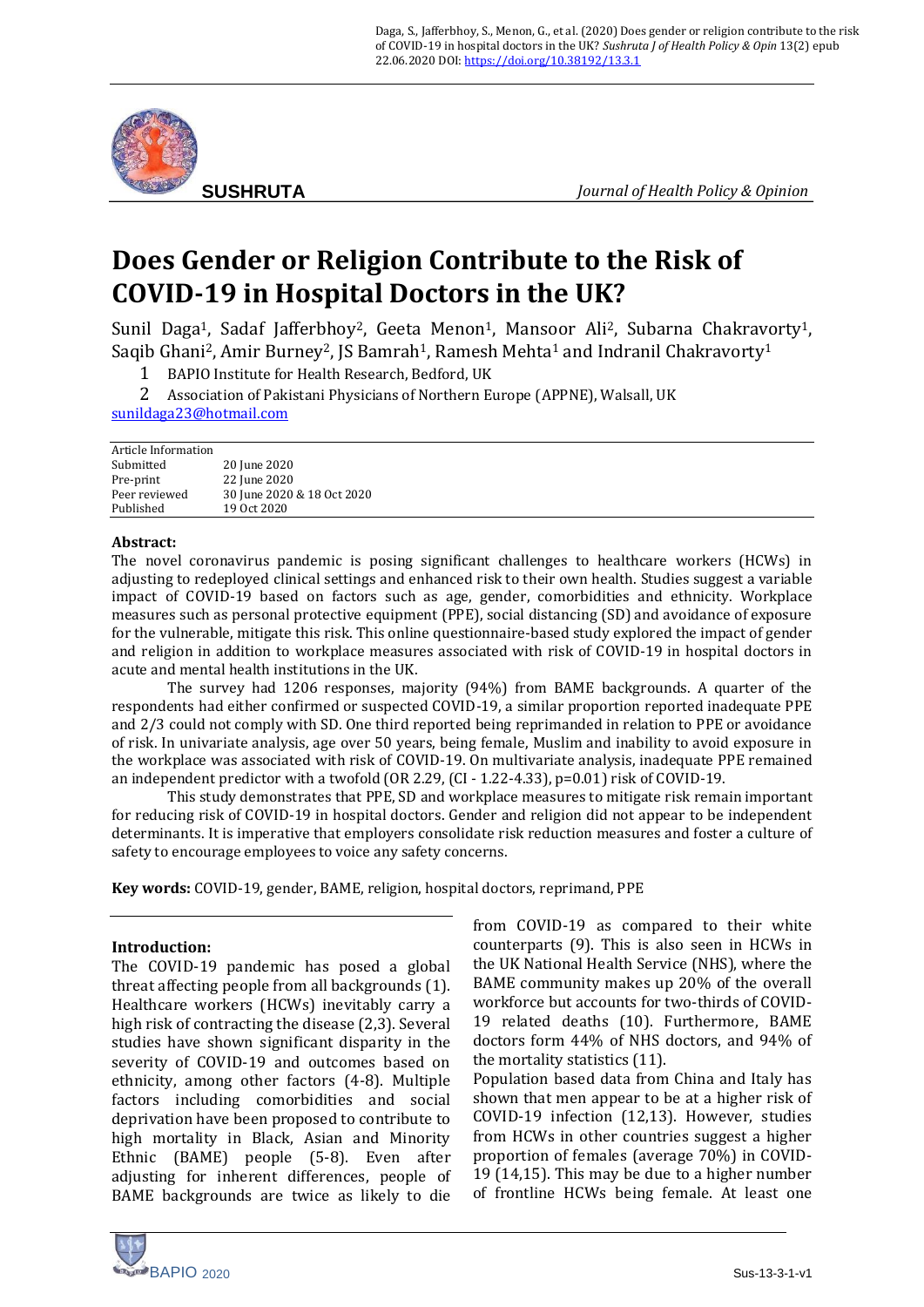# Does Gender or Religion Contribute to the Risk of COVID-19 in Hospital Doctors in the UK?

Sunil Daga[1], Sadaf Jafferbhoy[2], Geeta Menon[1], Mansoor Ali[2], Subarna Chakravorty[1], Saqib Ghani[2], Amir Burney[2], JS Bamrah[1], Ramesh Mehta[1] and Indranil Chakravorty[1]

1. BAPIO Institute for Health Research, Bedford, UK
2. Association of Pakistani Physicians of Northern Europe (APPNE), Walsall, UK

sunildaga23@hotmail.com

| Article Information | |
|---|---|
| Submitted | 20 June 2020 |
| Pre-print | 22 June 2020 |
| Peer reviewed | 30 June 2020 & 18 Oct 2020 |
| Published | 19 Oct 2020 |

**Abstract:**

The novel coronavirus pandemic is posing significant challenges to healthcare workers (HCWs) in adjusting to redeployed clinical settings and enhanced risk to their own health. Studies suggest a variable impact of COVID-19 based on factors such as age, gender, comorbidities and ethnicity. Workplace measures such as personal protective equipment (PPE), social distancing (SD) and avoidance of exposure for the vulnerable, mitigate this risk. This online questionnaire-based study explored the impact of gender and religion in addition to workplace measures associated with risk of COVID-19 in hospital doctors in acute and mental health institutions in the UK.

The survey had 1206 responses, majority (94%) from BAME backgrounds. A quarter of the respondents had either confirmed or suspected COVID-19, a similar proportion reported inadequate PPE and 2/3 could not comply with SD. One third reported being reprimanded in relation to PPE or avoidance of risk. In univariate analysis, age over 50 years, being female, Muslim and inability to avoid exposure in the workplace was associated with risk of COVID-19. On multivariate analysis, inadequate PPE remained an independent predictor with a twofold (OR 2.29, (CI - 1.22-4.33), p=0.01) risk of COVID-19.

This study demonstrates that PPE, SD and workplace measures to mitigate risk remain important for reducing risk of COVID-19 in hospital doctors. Gender and religion did not appear to be independent determinants. It is imperative that employers consolidate risk reduction measures and foster a culture of safety to encourage employees to voice any safety concerns.

**Key words:** COVID-19, gender, BAME, religion, hospital doctors, reprimand, PPE

## Introduction:

The COVID-19 pandemic has posed a global threat affecting people from all backgrounds (1). Healthcare workers (HCWs) inevitably carry a high risk of contracting the disease (2,3). Several studies have shown significant disparity in the severity of COVID-19 and outcomes based on ethnicity, among other factors (4-8). Multiple factors including comorbidities and social deprivation have been proposed to contribute to high mortality in Black, Asian and Minority Ethnic (BAME) people (5-8). Even after adjusting for inherent differences, people of BAME backgrounds are twice as likely to die from COVID-19 as compared to their white counterparts (9). This is also seen in HCWs in the UK National Health Service (NHS), where the BAME community makes up 20% of the overall workforce but accounts for two-thirds of COVID-19 related deaths (10). Furthermore, BAME doctors form 44% of NHS doctors, and 94% of the mortality statistics (11).

Population based data from China and Italy has shown that men appear to be at a higher risk of COVID-19 infection (12,13). However, studies from HCWs in other countries suggest a higher proportion of females (average 70%) in COVID-19 (14,15). This may be due to a higher number of frontline HCWs being female. At least one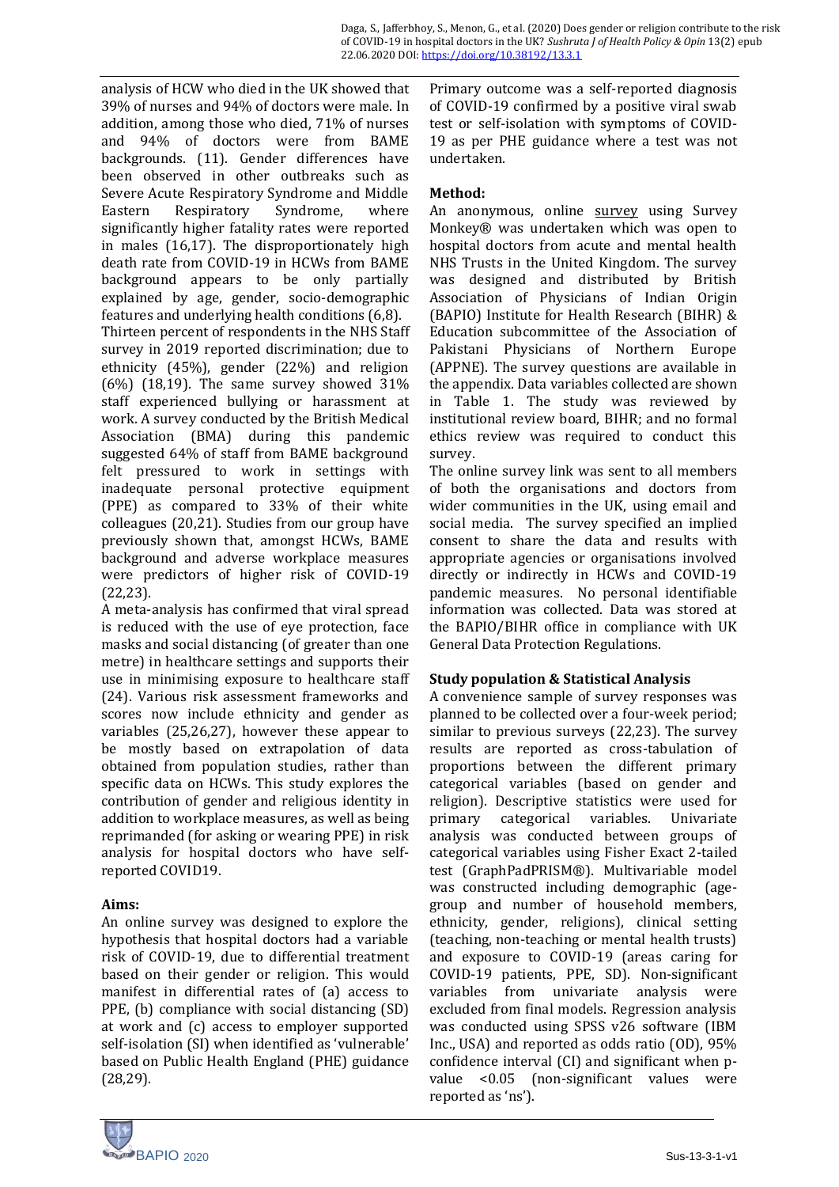analysis of HCW who died in the UK showed that 39% of nurses and 94% of doctors were male. In addition, among those who died, 71% of nurses and 94% of doctors were from BAME backgrounds. (11). Gender differences have been observed in other outbreaks such as Severe Acute Respiratory Syndrome and Middle Eastern Respiratory Syndrome, where significantly higher fatality rates were reported in males (16,17). The disproportionately high death rate from COVID-19 in HCWs from BAME background appears to be only partially explained by age, gender, socio-demographic features and underlying health conditions (6,8).

Thirteen percent of respondents in the NHS Staff survey in 2019 reported discrimination; due to ethnicity (45%), gender (22%) and religion (6%) (18,19). The same survey showed 31% staff experienced bullying or harassment at work. A survey conducted by the British Medical Association (BMA) during this pandemic suggested 64% of staff from BAME background felt pressured to work in settings with inadequate personal protective equipment (PPE) as compared to 33% of their white colleagues (20,21). Studies from our group have previously shown that, amongst HCWs, BAME background and adverse workplace measures were predictors of higher risk of COVID-19 (22,23).

A meta-analysis has confirmed that viral spread is reduced with the use of eye protection, face masks and social distancing (of greater than one metre) in healthcare settings and supports their use in minimising exposure to healthcare staff (24). Various risk assessment frameworks and scores now include ethnicity and gender as variables (25,26,27), however these appear to be mostly based on extrapolation of data obtained from population studies, rather than specific data on HCWs. This study explores the contribution of gender and religious identity in addition to workplace measures, as well as being reprimanded (for asking or wearing PPE) in risk analysis for hospital doctors who have self-reported COVID19.

**Aims:**

An online survey was designed to explore the hypothesis that hospital doctors had a variable risk of COVID-19, due to differential treatment based on their gender or religion. This would manifest in differential rates of (a) access to PPE, (b) compliance with social distancing (SD) at work and (c) access to employer supported self-isolation (SI) when identified as 'vulnerable' based on Public Health England (PHE) guidance (28,29).

Primary outcome was a self-reported diagnosis of COVID-19 confirmed by a positive viral swab test or self-isolation with symptoms of COVID-19 as per PHE guidance where a test was not undertaken.

**Method:**

An anonymous, online survey using Survey Monkey® was undertaken which was open to hospital doctors from acute and mental health NHS Trusts in the United Kingdom. The survey was designed and distributed by British Association of Physicians of Indian Origin (BAPIO) Institute for Health Research (BIHR) & Education subcommittee of the Association of Pakistani Physicians of Northern Europe (APPNE). The survey questions are available in the appendix. Data variables collected are shown in Table 1. The study was reviewed by institutional review board, BIHR; and no formal ethics review was required to conduct this survey.

The online survey link was sent to all members of both the organisations and doctors from wider communities in the UK, using email and social media. The survey specified an implied consent to share the data and results with appropriate agencies or organisations involved directly or indirectly in HCWs and COVID-19 pandemic measures. No personal identifiable information was collected. Data was stored at the BAPIO/BIHR office in compliance with UK General Data Protection Regulations.

**Study population & Statistical Analysis**

A convenience sample of survey responses was planned to be collected over a four-week period; similar to previous surveys (22,23). The survey results are reported as cross-tabulation of proportions between the different primary categorical variables (based on gender and religion). Descriptive statistics were used for primary categorical variables. Univariate analysis was conducted between groups of categorical variables using Fisher Exact 2-tailed test (GraphPadPRISM®). Multivariable model was constructed including demographic (age-group and number of household members, ethnicity, gender, religions), clinical setting (teaching, non-teaching or mental health trusts) and exposure to COVID-19 (areas caring for COVID-19 patients, PPE, SD). Non-significant variables from univariate analysis were excluded from final models. Regression analysis was conducted using SPSS v26 software (IBM Inc., USA) and reported as odds ratio (OD), 95% confidence interval (CI) and significant when p-value <0.05 (non-significant values were reported as 'ns').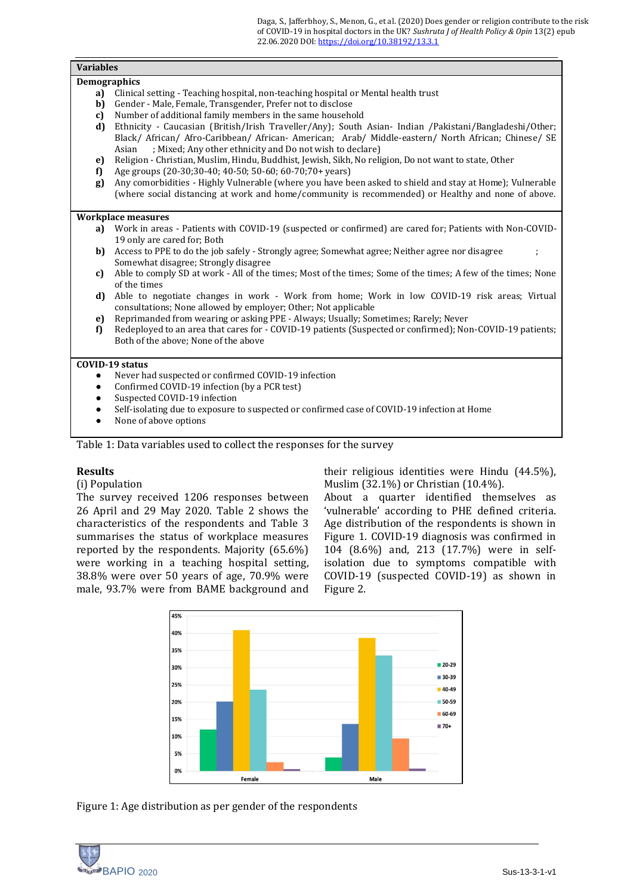| Variables |
|---|
| **Demographics** |
| **a)** Clinical setting - Teaching hospital, non-teaching hospital or Mental health trust |
| **b)** Gender - Male, Female, Transgender, Prefer not to disclose |
| **c)** Number of additional family members in the same household |
| **d)** Ethnicity - Caucasian (British/Irish Traveller/Any); South Asian- Indian /Pakistani/Bangladeshi/Other; Black/ African/ Afro-Caribbean/ African- American; Arab/ Middle-eastern/ North African; Chinese/ SE Asian ; Mixed; Any other ethnicity and Do not wish to declare) |
| **e)** Religion - Christian, Muslim, Hindu, Buddhist, Jewish, Sikh, No religion, Do not want to state, Other |
| **f)** Age groups (20-30;30-40; 40-50; 50-60; 60-70;70+ years) |
| **g)** Any comorbidities - Highly Vulnerable (where you have been asked to shield and stay at Home); Vulnerable (where social distancing at work and home/community is recommended) or Healthy and none of above. |
| **Workplace measures** |
| **a)** Work in areas - Patients with COVID-19 (suspected or confirmed) are cared for; Patients with Non-COVID-19 only are cared for; Both |
| **b)** Access to PPE to do the job safely - Strongly agree; Somewhat agree; Neither agree nor disagree ; Somewhat disagree; Strongly disagree |
| **c)** Able to comply SD at work - All of the times; Most of the times; Some of the times; A few of the times; None of the times |
| **d)** Able to negotiate changes in work - Work from home; Work in low COVID-19 risk areas; Virtual consultations; None allowed by employer; Other; Not applicable |
| **e)** Reprimanded from wearing or asking PPE - Always; Usually; Sometimes; Rarely; Never |
| **f)** Redeployed to an area that cares for - COVID-19 patients (Suspected or confirmed); Non-COVID-19 patients; Both of the above; None of the above |
| **COVID-19 status** |
| • Never had suspected or confirmed COVID-19 infection |
| • Confirmed COVID-19 infection (by a PCR test) |
| • Suspected COVID-19 infection |
| • Self-isolating due to exposure to suspected or confirmed case of COVID-19 infection at Home |
| • None of above options |

Table 1: Data variables used to collect the responses for the survey

## Results

(i) Population

The survey received 1206 responses between 26 April and 29 May 2020. Table 2 shows the characteristics of the respondents and Table 3 summarises the status of workplace measures reported by the respondents. Majority (65.6%) were working in a teaching hospital setting, 38.8% were over 50 years of age, 70.9% were male, 93.7% were from BAME background and their religious identities were Hindu (44.5%), Muslim (32.1%) or Christian (10.4%).

About a quarter identified themselves as 'vulnerable' according to PHE defined criteria. Age distribution of the respondents is shown in Figure 1. COVID-19 diagnosis was confirmed in 104 (8.6%) and, 213 (17.7%) were in self-isolation due to symptoms compatible with COVID-19 (suspected COVID-19) as shown in Figure 2.

Figure 1: Age distribution as per gender of the respondents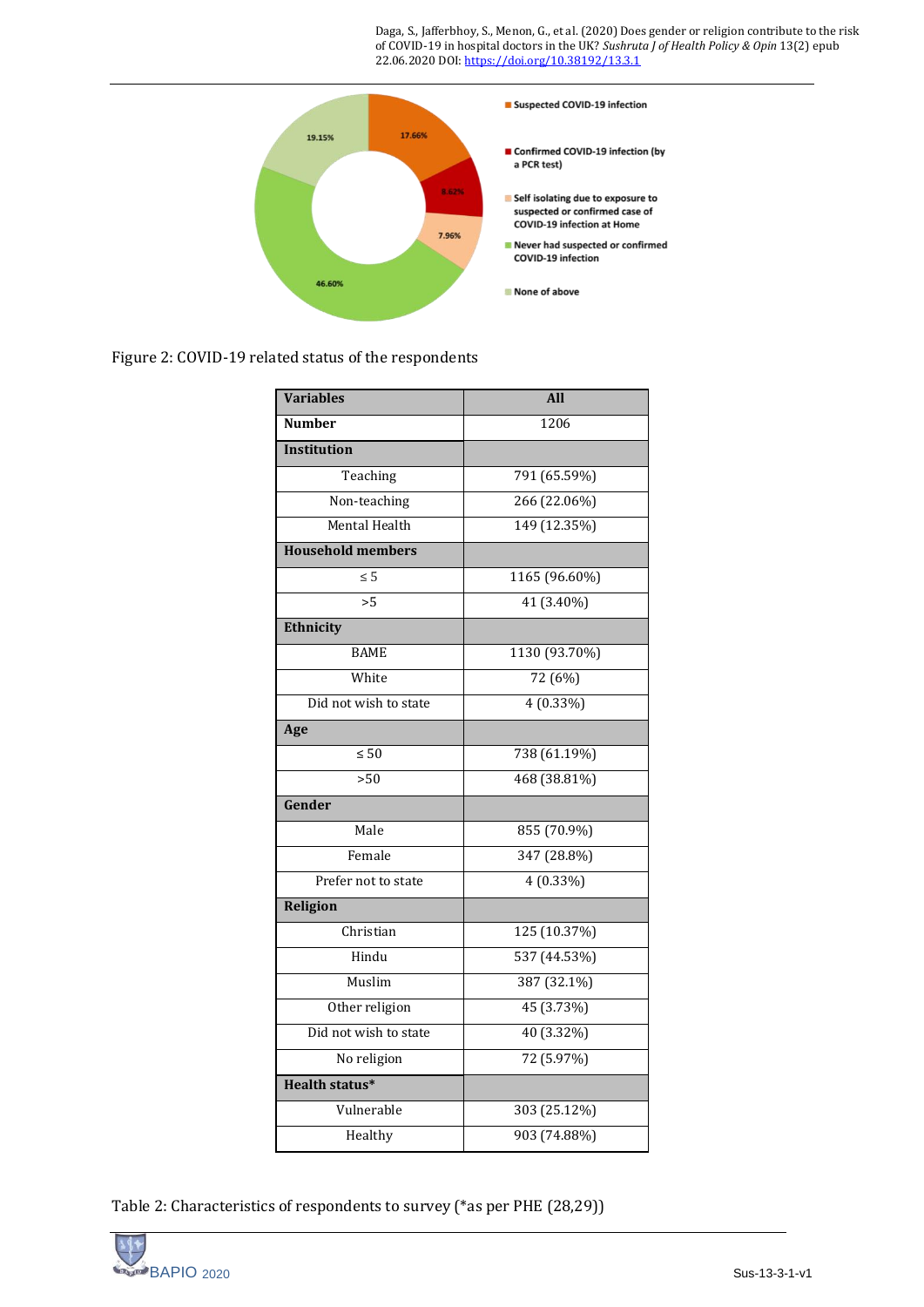Figure 2: COVID-19 related status of the respondents

| Variables | All |
|---|---|
| **Number** | 1206 |
| **Institution** | |
| Teaching | 791 (65.59%) |
| Non-teaching | 266 (22.06%) |
| Mental Health | 149 (12.35%) |
| **Household members** | |
| ≤ 5 | 1165 (96.60%) |
| >5 | 41 (3.40%) |
| **Ethnicity** | |
| BAME | 1130 (93.70%) |
| White | 72 (6%) |
| Did not wish to state | 4 (0.33%) |
| **Age** | |
| ≤ 50 | 738 (61.19%) |
| >50 | 468 (38.81%) |
| **Gender** | |
| Male | 855 (70.9%) |
| Female | 347 (28.8%) |
| Prefer not to state | 4 (0.33%) |
| **Religion** | |
| Christian | 125 (10.37%) |
| Hindu | 537 (44.53%) |
| Muslim | 387 (32.1%) |
| Other religion | 45 (3.73%) |
| Did not wish to state | 40 (3.32%) |
| No religion | 72 (5.97%) |
| **Health status*** | |
| Vulnerable | 303 (25.12%) |
| Healthy | 903 (74.88%) |

Table 2: Characteristics of respondents to survey (*as per PHE (28,29))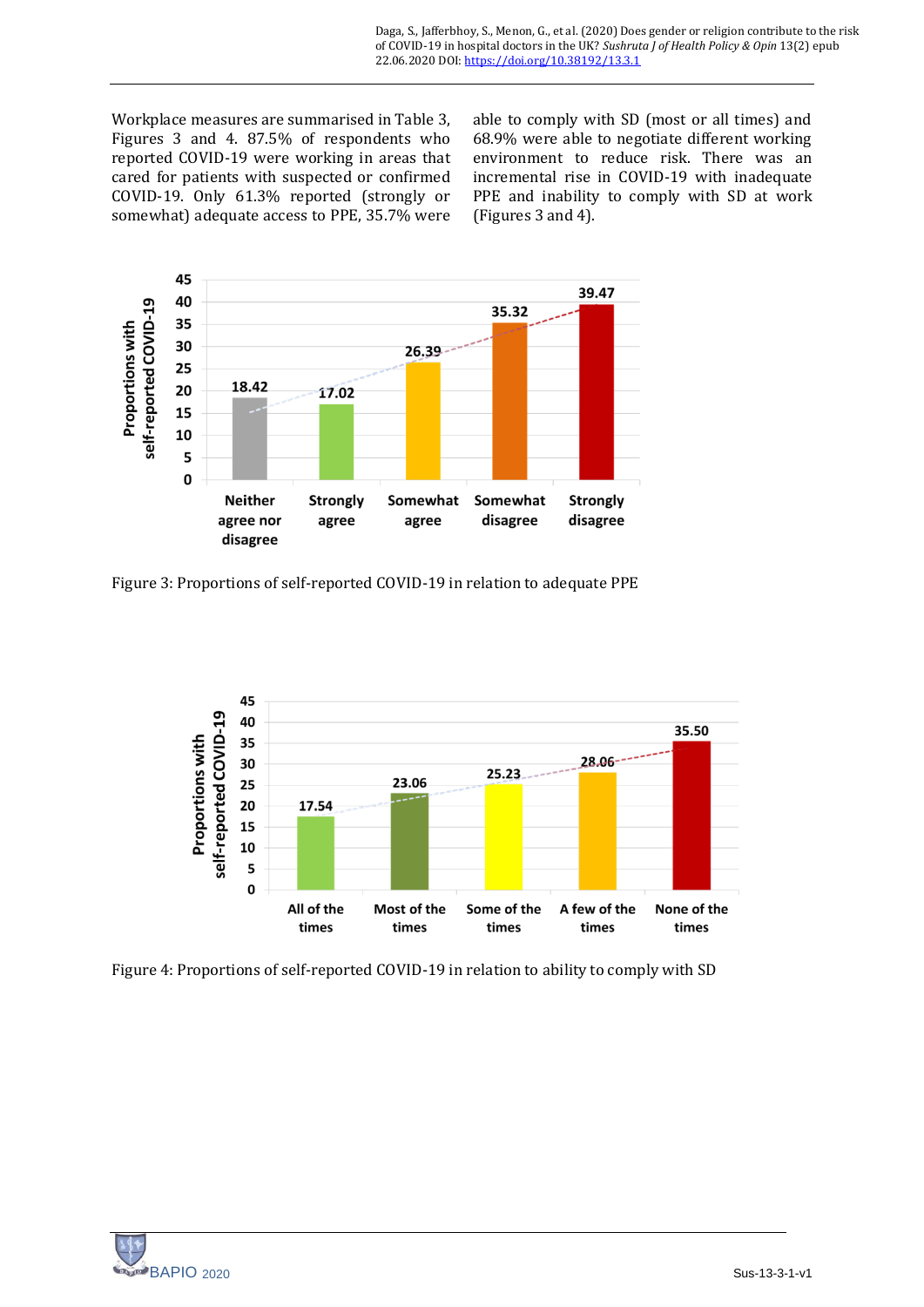Workplace measures are summarised in Table 3, Figures 3 and 4. 87.5% of respondents who reported COVID-19 were working in areas that cared for patients with suspected or confirmed COVID-19. Only 61.3% reported (strongly or somewhat) adequate access to PPE, 35.7% were able to comply with SD (most or all times) and 68.9% were able to negotiate different working environment to reduce risk. There was an incremental rise in COVID-19 with inadequate PPE and inability to comply with SD at work (Figures 3 and 4).

Figure 3: Proportions of self-reported COVID-19 in relation to adequate PPE

Figure 4: Proportions of self-reported COVID-19 in relation to ability to comply with SD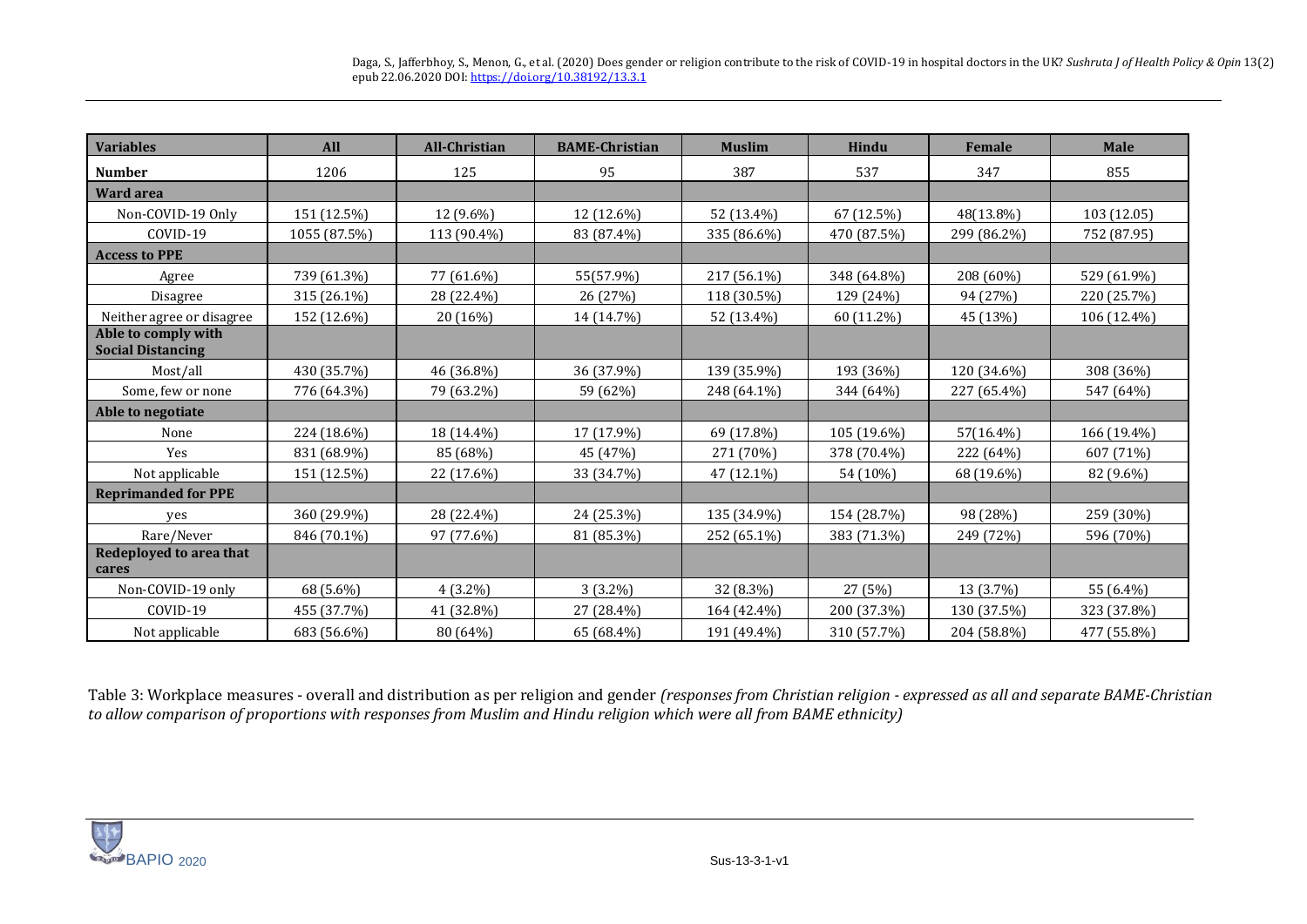| Variables | All | All-Christian | BAME-Christian | Muslim | Hindu | Female | Male |
|---|---|---|---|---|---|---|---|
| **Number** | 1206 | 125 | 95 | 387 | 537 | 347 | 855 |
| **Ward area** | | | | | | | |
| Non-COVID-19 Only | 151 (12.5%) | 12 (9.6%) | 12 (12.6%) | 52 (13.4%) | 67 (12.5%) | 48(13.8%) | 103 (12.05) |
| COVID-19 | 1055 (87.5%) | 113 (90.4%) | 83 (87.4%) | 335 (86.6%) | 470 (87.5%) | 299 (86.2%) | 752 (87.95) |
| **Access to PPE** | | | | | | | |
| Agree | 739 (61.3%) | 77 (61.6%) | 55(57.9%) | 217 (56.1%) | 348 (64.8%) | 208 (60%) | 529 (61.9%) |
| Disagree | 315 (26.1%) | 28 (22.4%) | 26 (27%) | 118 (30.5%) | 129 (24%) | 94 (27%) | 220 (25.7%) |
| Neither agree or disagree | 152 (12.6%) | 20 (16%) | 14 (14.7%) | 52 (13.4%) | 60 (11.2%) | 45 (13%) | 106 (12.4%) |
| **Able to comply with Social Distancing** | | | | | | | |
| Most/all | 430 (35.7%) | 46 (36.8%) | 36 (37.9%) | 139 (35.9%) | 193 (36%) | 120 (34.6%) | 308 (36%) |
| Some, few or none | 776 (64.3%) | 79 (63.2%) | 59 (62%) | 248 (64.1%) | 344 (64%) | 227 (65.4%) | 547 (64%) |
| **Able to negotiate** | | | | | | | |
| None | 224 (18.6%) | 18 (14.4%) | 17 (17.9%) | 69 (17.8%) | 105 (19.6%) | 57(16.4%) | 166 (19.4%) |
| Yes | 831 (68.9%) | 85 (68%) | 45 (47%) | 271 (70%) | 378 (70.4%) | 222 (64%) | 607 (71%) |
| Not applicable | 151 (12.5%) | 22 (17.6%) | 33 (34.7%) | 47 (12.1%) | 54 (10%) | 68 (19.6%) | 82 (9.6%) |
| **Reprimanded for PPE** | | | | | | | |
| yes | 360 (29.9%) | 28 (22.4%) | 24 (25.3%) | 135 (34.9%) | 154 (28.7%) | 98 (28%) | 259 (30%) |
| Rare/Never | 846 (70.1%) | 97 (77.6%) | 81 (85.3%) | 252 (65.1%) | 383 (71.3%) | 249 (72%) | 596 (70%) |
| **Redeployed to area that cares** | | | | | | | |
| Non-COVID-19 only | 68 (5.6%) | 4 (3.2%) | 3 (3.2%) | 32 (8.3%) | 27 (5%) | 13 (3.7%) | 55 (6.4%) |
| COVID-19 | 455 (37.7%) | 41 (32.8%) | 27 (28.4%) | 164 (42.4%) | 200 (37.3%) | 130 (37.5%) | 323 (37.8%) |
| Not applicable | 683 (56.6%) | 80 (64%) | 65 (68.4%) | 191 (49.4%) | 310 (57.7%) | 204 (58.8%) | 477 (55.8%) |

Table 3: Workplace measures - overall and distribution as per religion and gender *(responses from Christian religion - expressed as all and separate BAME-Christian to allow comparison of proportions with responses from Muslim and Hindu religion which were all from BAME ethnicity)*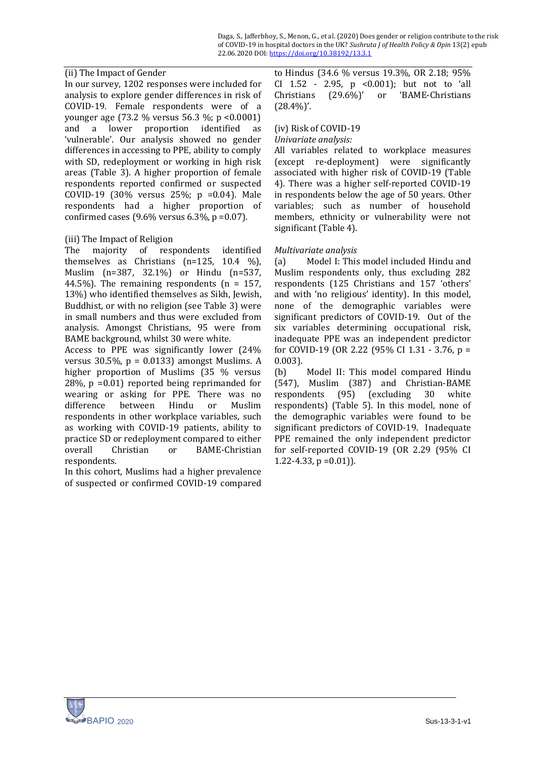### (ii) The Impact of Gender

In our survey, 1202 responses were included for analysis to explore gender differences in risk of COVID-19. Female respondents were of a younger age (73.2 % versus 56.3 %; $p < 0.0001$) and a lower proportion identified as 'vulnerable'. Our analysis showed no gender differences in accessing to PPE, ability to comply with SD, redeployment or working in high risk areas (Table 3). A higher proportion of female respondents reported confirmed or suspected COVID-19 (30% versus 25%; $p = 0.04$). Male respondents had a higher proportion of confirmed cases (9.6% versus 6.3%, $p = 0.07$).

### (iii) The Impact of Religion

The majority of respondents identified themselves as Christians (n=125, 10.4 %), Muslim (n=387, 32.1%) or Hindu (n=537, 44.5%). The remaining respondents (n = 157, 13%) who identified themselves as Sikh, Jewish, Buddhist, or with no religion (see Table 3) were in small numbers and thus were excluded from analysis. Amongst Christians, 95 were from BAME background, whilst 30 were white.

Access to PPE was significantly lower (24% versus 30.5%, $p = 0.0133$) amongst Muslims. A higher proportion of Muslims (35 % versus 28%, $p = 0.01$) reported being reprimanded for wearing or asking for PPE. There was no difference between Hindu or Muslim respondents in other workplace variables, such as working with COVID-19 patients, ability to practice SD or redeployment compared to either overall Christian or BAME-Christian respondents.

In this cohort, Muslims had a higher prevalence of suspected or confirmed COVID-19 compared to Hindus (34.6 % versus 19.3%, OR 2.18; 95% CI 1.52 - 2.95, $p < 0.001$); but not to 'all Christians (29.6%)' or 'BAME-Christians (28.4%)'.

### (iv) Risk of COVID-19

*Univariate analysis:*

All variables related to workplace measures (except re-deployment) were significantly associated with higher risk of COVID-19 (Table 4). There was a higher self-reported COVID-19 in respondents below the age of 50 years. Other variables; such as number of household members, ethnicity or vulnerability were not significant (Table 4).

*Multivariate analysis*

(a) Model I: This model included Hindu and Muslim respondents only, thus excluding 282 respondents (125 Christians and 157 'others' and with 'no religious' identity). In this model, none of the demographic variables were significant predictors of COVID-19. Out of the six variables determining occupational risk, inadequate PPE was an independent predictor for COVID-19 (OR 2.22 (95% CI 1.31 - 3.76, $p = 0.003$).

(b) Model II: This model compared Hindu (547), Muslim (387) and Christian-BAME respondents (95) (excluding 30 white respondents) (Table 5). In this model, none of the demographic variables were found to be significant predictors of COVID-19. Inadequate PPE remained the only independent predictor for self-reported COVID-19 (OR 2.29 (95% CI 1.22-4.33, $p = 0.01$)).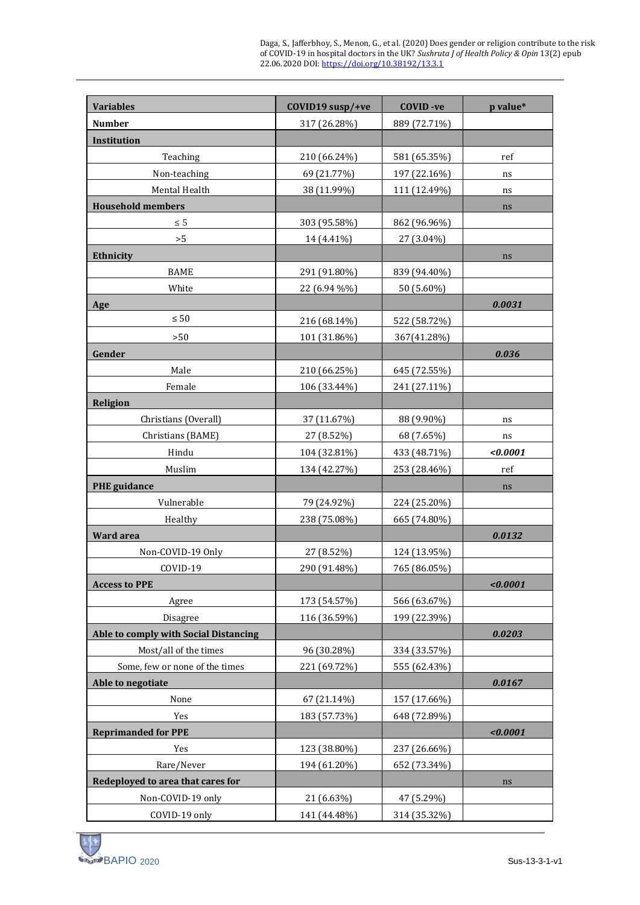| Variables | COVID19 susp/+ve | COVID -ve | p value* |
|---|---|---|---|
| **Number** | 317 (26.28%) | 889 (72.71%) | |
| **Institution** | | | |
| Teaching | 210 (66.24%) | 581 (65.35%) | ref |
| Non-teaching | 69 (21.77%) | 197 (22.16%) | ns |
| Mental Health | 38 (11.99%) | 111 (12.49%) | ns |
| **Household members** | | | ns |
| ≤ 5 | 303 (95.58%) | 862 (96.96%) | |
| >5 | 14 (4.41%) | 27 (3.04%) | |
| **Ethnicity** | | | ns |
| BAME | 291 (91.80%) | 839 (94.40%) | |
| White | 22 (6.94 %%) | 50 (5.60%) | |
| **Age** | | | ***0.0031*** |
| ≤ 50 | 216 (68.14%) | 522 (58.72%) | |
| >50 | 101 (31.86%) | 367(41.28%) | |
| **Gender** | | | ***0.036*** |
| Male | 210 (66.25%) | 645 (72.55%) | |
| Female | 106 (33.44%) | 241 (27.11%) | |
| **Religion** | | | |
| Christians (Overall) | 37 (11.67%) | 88 (9.90%) | ns |
| Christians (BAME) | 27 (8.52%) | 68 (7.65%) | ns |
| Hindu | 104 (32.81%) | 433 (48.71%) | ***<0.0001*** |
| Muslim | 134 (42.27%) | 253 (28.46%) | ref |
| **PHE guidance** | | | ns |
| Vulnerable | 79 (24.92%) | 224 (25.20%) | |
| Healthy | 238 (75.08%) | 665 (74.80%) | |
| **Ward area** | | | ***0.0132*** |
| Non-COVID-19 Only | 27 (8.52%) | 124 (13.95%) | |
| COVID-19 | 290 (91.48%) | 765 (86.05%) | |
| **Access to PPE** | | | ***<0.0001*** |
| Agree | 173 (54.57%) | 566 (63.67%) | |
| Disagree | 116 (36.59%) | 199 (22.39%) | |
| **Able to comply with Social Distancing** | | | ***0.0203*** |
| Most/all of the times | 96 (30.28%) | 334 (33.57%) | |
| Some, few or none of the times | 221 (69.72%) | 555 (62.43%) | |
| **Able to negotiate** | | | ***0.0167*** |
| None | 67 (21.14%) | 157 (17.66%) | |
| Yes | 183 (57.73%) | 648 (72.89%) | |
| **Reprimanded for PPE** | | | ***<0.0001*** |
| Yes | 123 (38.80%) | 237 (26.66%) | |
| Rare/Never | 194 (61.20%) | 652 (73.34%) | |
| **Redeployed to area that cares for** | | | ns |
| Non-COVID-19 only | 21 (6.63%) | 47 (5.29%) | |
| COVID-19 only | 141 (44.48%) | 314 (35.32%) | |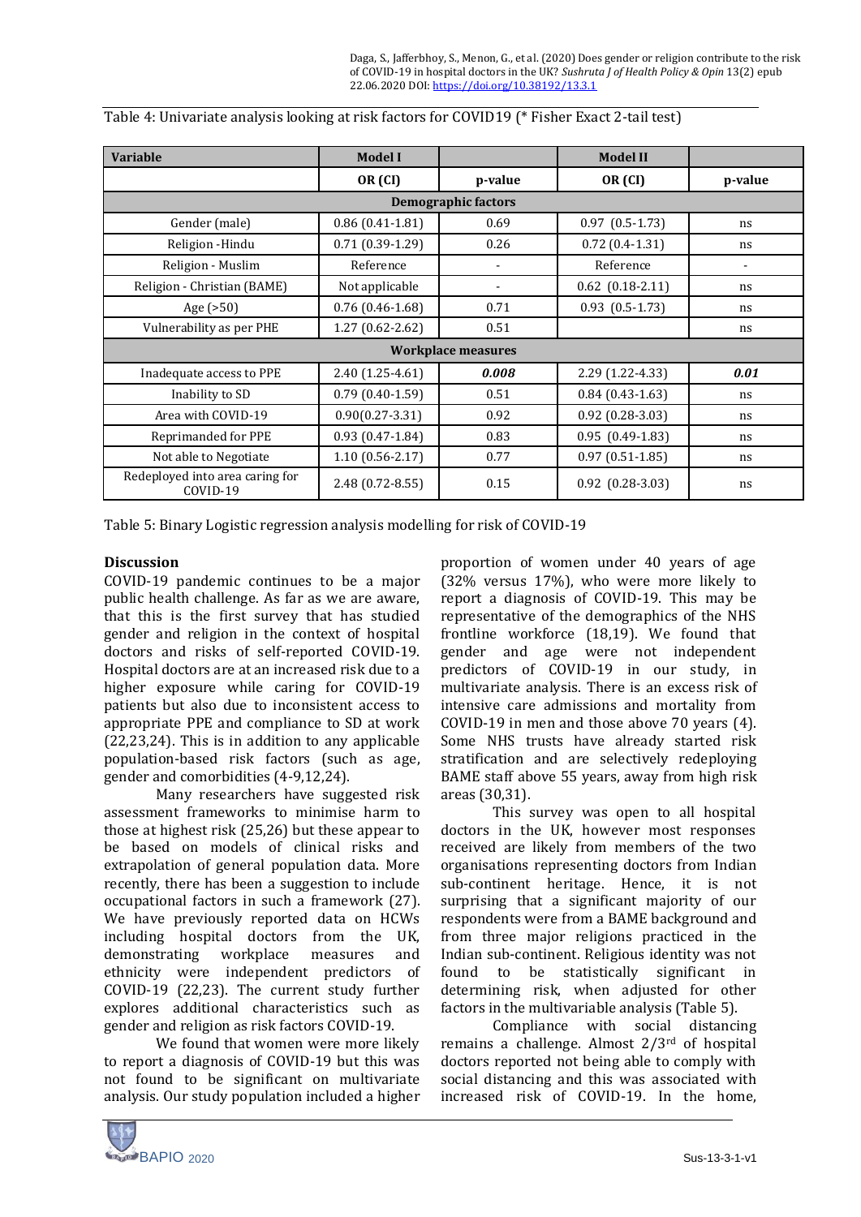Table 4: Univariate analysis looking at risk factors for COVID19 (* Fisher Exact 2-tail test)

| Variable | Model I | | Model II | |
|---|---|---|---|---|
| | **OR (CI)** | **p-value** | **OR (CI)** | **p-value** |
| **Demographic factors** | | | | |
| Gender (male) | 0.86 (0.41-1.81) | 0.69 | 0.97 (0.5-1.73) | ns |
| Religion -Hindu | 0.71 (0.39-1.29) | 0.26 | 0.72 (0.4-1.31) | ns |
| Religion - Muslim | Reference | - | Reference | - |
| Religion - Christian (BAME) | Not applicable | - | 0.62 (0.18-2.11) | ns |
| Age (>50) | 0.76 (0.46-1.68) | 0.71 | 0.93 (0.5-1.73) | ns |
| Vulnerability as per PHE | 1.27 (0.62-2.62) | 0.51 | | ns |
| **Workplace measures** | | | | |
| Inadequate access to PPE | 2.40 (1.25-4.61) | ***0.008*** | 2.29 (1.22-4.33) | ***0.01*** |
| Inability to SD | 0.79 (0.40-1.59) | 0.51 | 0.84 (0.43-1.63) | ns |
| Area with COVID-19 | 0.90(0.27-3.31) | 0.92 | 0.92 (0.28-3.03) | ns |
| Reprimanded for PPE | 0.93 (0.47-1.84) | 0.83 | 0.95 (0.49-1.83) | ns |
| Not able to Negotiate | 1.10 (0.56-2.17) | 0.77 | 0.97 (0.51-1.85) | ns |
| Redeployed into area caring for COVID-19 | 2.48 (0.72-8.55) | 0.15 | 0.92 (0.28-3.03) | ns |

Table 5: Binary Logistic regression analysis modelling for risk of COVID-19

## Discussion

COVID-19 pandemic continues to be a major public health challenge. As far as we are aware, that this is the first survey that has studied gender and religion in the context of hospital doctors and risks of self-reported COVID-19. Hospital doctors are at an increased risk due to a higher exposure while caring for COVID-19 patients but also due to inconsistent access to appropriate PPE and compliance to SD at work (22,23,24). This is in addition to any applicable population-based risk factors (such as age, gender and comorbidities (4-9,12,24).

Many researchers have suggested risk assessment frameworks to minimise harm to those at highest risk (25,26) but these appear to be based on models of clinical risks and extrapolation of general population data. More recently, there has been a suggestion to include occupational factors in such a framework (27). We have previously reported data on HCWs including hospital doctors from the UK, demonstrating workplace measures and ethnicity were independent predictors of COVID-19 (22,23). The current study further explores additional characteristics such as gender and religion as risk factors COVID-19.

We found that women were more likely to report a diagnosis of COVID-19 but this was not found to be significant on multivariate analysis. Our study population included a higher proportion of women under 40 years of age (32% versus 17%), who were more likely to report a diagnosis of COVID-19. This may be representative of the demographics of the NHS frontline workforce (18,19). We found that gender and age were not independent predictors of COVID-19 in our study, in multivariate analysis. There is an excess risk of intensive care admissions and mortality from COVID-19 in men and those above 70 years (4). Some NHS trusts have already started risk stratification and are selectively redeploying BAME staff above 55 years, away from high risk areas (30,31).

This survey was open to all hospital doctors in the UK, however most responses received are likely from members of the two organisations representing doctors from Indian sub-continent heritage. Hence, it is not surprising that a significant majority of our respondents were from a BAME background and from three major religions practiced in the Indian sub-continent. Religious identity was not found to be statistically significant in determining risk, when adjusted for other factors in the multivariable analysis (Table 5).

Compliance with social distancing remains a challenge. Almost 2/3rd of hospital doctors reported not being able to comply with social distancing and this was associated with increased risk of COVID-19. In the home,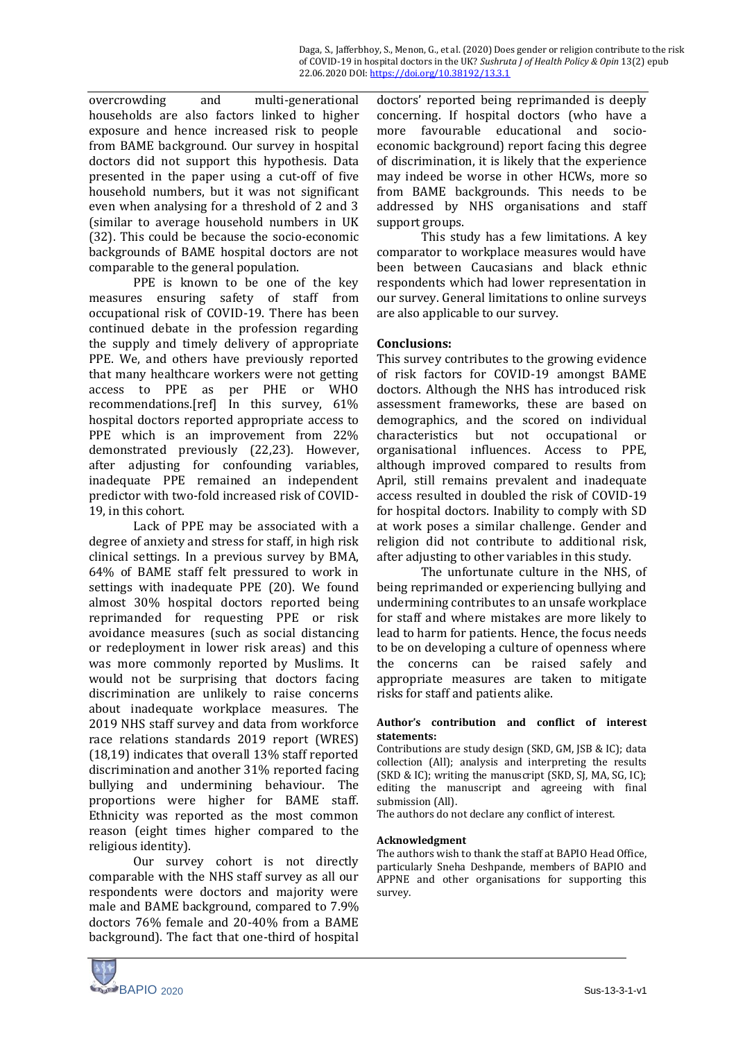overcrowding and multi-generational households are also factors linked to higher exposure and hence increased risk to people from BAME background. Our survey in hospital doctors did not support this hypothesis. Data presented in the paper using a cut-off of five household numbers, but it was not significant even when analysing for a threshold of 2 and 3 (similar to average household numbers in UK (32). This could be because the socio-economic backgrounds of BAME hospital doctors are not comparable to the general population.

PPE is known to be one of the key measures ensuring safety of staff from occupational risk of COVID-19. There has been continued debate in the profession regarding the supply and timely delivery of appropriate PPE. We, and others have previously reported that many healthcare workers were not getting access to PPE as per PHE or WHO recommendations.[ref] In this survey, 61% hospital doctors reported appropriate access to PPE which is an improvement from 22% demonstrated previously (22,23). However, after adjusting for confounding variables, inadequate PPE remained an independent predictor with two-fold increased risk of COVID-19, in this cohort.

Lack of PPE may be associated with a degree of anxiety and stress for staff, in high risk clinical settings. In a previous survey by BMA, 64% of BAME staff felt pressured to work in settings with inadequate PPE (20). We found almost 30% hospital doctors reported being reprimanded for requesting PPE or risk avoidance measures (such as social distancing or redeployment in lower risk areas) and this was more commonly reported by Muslims. It would not be surprising that doctors facing discrimination are unlikely to raise concerns about inadequate workplace measures. The 2019 NHS staff survey and data from workforce race relations standards 2019 report (WRES) (18,19) indicates that overall 13% staff reported discrimination and another 31% reported facing bullying and undermining behaviour. The proportions were higher for BAME staff. Ethnicity was reported as the most common reason (eight times higher compared to the religious identity).

Our survey cohort is not directly comparable with the NHS staff survey as all our respondents were doctors and majority were male and BAME background, compared to 7.9% doctors 76% female and 20-40% from a BAME background). The fact that one-third of hospital doctors' reported being reprimanded is deeply concerning. If hospital doctors (who have a more favourable educational and socio-economic background) report facing this degree of discrimination, it is likely that the experience may indeed be worse in other HCWs, more so from BAME backgrounds. This needs to be addressed by NHS organisations and staff support groups.

This study has a few limitations. A key comparator to workplace measures would have been between Caucasians and black ethnic respondents which had lower representation in our survey. General limitations to online surveys are also applicable to our survey.

## Conclusions:

This survey contributes to the growing evidence of risk factors for COVID-19 amongst BAME doctors. Although the NHS has introduced risk assessment frameworks, these are based on demographics, and the scored on individual characteristics but not occupational or organisational influences. Access to PPE, although improved compared to results from April, still remains prevalent and inadequate access resulted in doubled the risk of COVID-19 for hospital doctors. Inability to comply with SD at work poses a similar challenge. Gender and religion did not contribute to additional risk, after adjusting to other variables in this study.

The unfortunate culture in the NHS, of being reprimanded or experiencing bullying and undermining contributes to an unsafe workplace for staff and where mistakes are more likely to lead to harm for patients. Hence, the focus needs to be on developing a culture of openness where the concerns can be raised safely and appropriate measures are taken to mitigate risks for staff and patients alike.

#### Author's contribution and conflict of interest statements:

Contributions are study design (SKD, GM, JSB & IC); data collection (All); analysis and interpreting the results (SKD & IC); writing the manuscript (SKD, SJ, MA, SG, IC); editing the manuscript and agreeing with final submission (All).

The authors do not declare any conflict of interest.

#### Acknowledgment

The authors wish to thank the staff at BAPIO Head Office, particularly Sneha Deshpande, members of BAPIO and APPNE and other organisations for supporting this survey.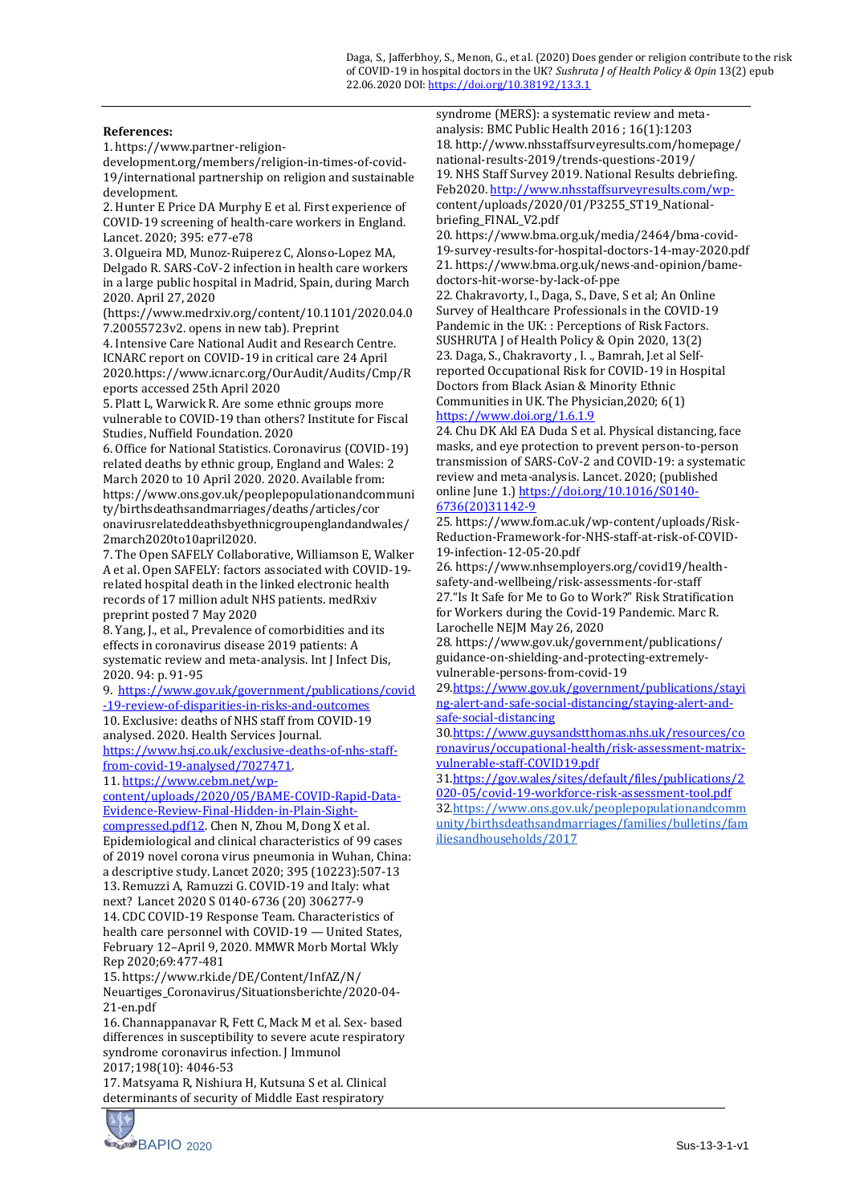**References:**

1. https://www.partner-religion-development.org/members/religion-in-times-of-covid-19/international partnership on religion and sustainable development.
2. Hunter E Price DA Murphy E et al. First experience of COVID-19 screening of health-care workers in England. Lancet. 2020; 395: e77-e78
3. Olgueira MD, Munoz-Ruiperez C, Alonso-Lopez MA, Delgado R. SARS-CoV-2 infection in health care workers in a large public hospital in Madrid, Spain, during March 2020. April 27, 2020 (https://www.medrxiv.org/content/10.1101/2020.04.07.20055723v2. opens in new tab). Preprint
4. Intensive Care National Audit and Research Centre. ICNARC report on COVID-19 in critical care 24 April 2020.https://www.icnarc.org/OurAudit/Audits/Cmp/Reports accessed 25th April 2020
5. Platt L, Warwick R. Are some ethnic groups more vulnerable to COVID-19 than others? Institute for Fiscal Studies, Nuffield Foundation. 2020
6. Office for National Statistics. Coronavirus (COVID-19) related deaths by ethnic group, England and Wales: 2 March 2020 to 10 April 2020. 2020. Available from: https://www.ons.gov.uk/peoplepopulationandcommunity/birthsdeathsandmarriages/deaths/articles/coronavirusrelateddeathsbyethnicgroupenglandandwales/2march2020to10april2020.
7. The Open SAFELY Collaborative, Williamson E, Walker A et al. Open SAFELY: factors associated with COVID-19-related hospital death in the linked electronic health records of 17 million adult NHS patients. medRxiv preprint posted 7 May 2020
8. Yang, J., et al., Prevalence of comorbidities and its effects in coronavirus disease 2019 patients: A systematic review and meta-analysis. Int J Infect Dis, 2020. 94: p. 91-95
9. https://www.gov.uk/government/publications/covid-19-review-of-disparities-in-risks-and-outcomes
10. Exclusive: deaths of NHS staff from COVID-19 analysed. 2020. Health Services Journal. https://www.hsj.co.uk/exclusive-deaths-of-nhs-staff-from-covid-19-analysed/7027471.
11. https://www.cebm.net/wp-content/uploads/2020/05/BAME-COVID-Rapid-Data-Evidence-Review-Final-Hidden-in-Plain-Sight-compressed.pdf12. Chen N, Zhou M, Dong X et al. Epidemiological and clinical characteristics of 99 cases of 2019 novel corona virus pneumonia in Wuhan, China: a descriptive study. Lancet 2020; 395 (10223):507-13
13. Remuzzi A, Ramuzzi G. COVID-19 and Italy: what next? Lancet 2020 S 0140-6736 (20) 306277-9
14. CDC COVID-19 Response Team. Characteristics of health care personnel with COVID-19 — United States, February 12–April 9, 2020. MMWR Morb Mortal Wkly Rep 2020;69:477-481
15. https://www.rki.de/DE/Content/InfAZ/N/Neuartiges_Coronavirus/Situationsberichte/2020-04-21-en.pdf
16. Channappanavar R, Fett C, Mack M et al. Sex- based differences in susceptibility to severe acute respiratory syndrome coronavirus infection. J Immunol 2017;198(10): 4046-53
17. Matsyama R, Nishiura H, Kutsuna S et al. Clinical determinants of security of Middle East respiratory syndrome (MERS): a systematic review and meta-analysis: BMC Public Health 2016 ; 16(1):1203
18. http://www.nhsstaffsurveyresults.com/homepage/national-results-2019/trends-questions-2019/
19. NHS Staff Survey 2019. National Results debriefing. Feb2020. http://www.nhsstaffsurveyresults.com/wp-content/uploads/2020/01/P3255_ST19_National-briefing_FINAL_V2.pdf
20. https://www.bma.org.uk/media/2464/bma-covid-19-survey-results-for-hospital-doctors-14-may-2020.pdf
21. https://www.bma.org.uk/news-and-opinion/bame-doctors-hit-worse-by-lack-of-ppe
22. Chakravorty, I., Daga, S., Dave, S et al; An Online Survey of Healthcare Professionals in the COVID-19 Pandemic in the UK: : Perceptions of Risk Factors. SUSHRUTA J of Health Policy & Opin 2020, 13(2)
23. Daga, S., Chakravorty , I. ., Bamrah, J.et al Self-reported Occupational Risk for COVID-19 in Hospital Doctors from Black Asian & Minority Ethnic Communities in UK. The Physician,2020; 6(1) https://www.doi.org/1.6.1.9
24. Chu DK Akl EA Duda S et al. Physical distancing, face masks, and eye protection to prevent person-to-person transmission of SARS-CoV-2 and COVID-19: a systematic review and meta-analysis. Lancet. 2020; (published online June 1.) https://doi.org/10.1016/S0140-6736(20)31142-9
25. https://www.fom.ac.uk/wp-content/uploads/Risk-Reduction-Framework-for-NHS-staff-at-risk-of-COVID-19-infection-12-05-20.pdf
26. https://www.nhsemployers.org/covid19/health-safety-and-wellbeing/risk-assessments-for-staff
27. "Is It Safe for Me to Go to Work?" Risk Stratification for Workers during the Covid-19 Pandemic. Marc R. Larochelle NEJM May 26, 2020
28. https://www.gov.uk/government/publications/guidance-on-shielding-and-protecting-extremely-vulnerable-persons-from-covid-19
29. https://www.gov.uk/government/publications/staying-alert-and-safe-social-distancing/staying-alert-and-safe-social-distancing
30. https://www.guysandstthomas.nhs.uk/resources/coronavirus/occupational-health/risk-assessment-matrix-vulnerable-staff-COVID19.pdf
31. https://gov.wales/sites/default/files/publications/2020-05/covid-19-workforce-risk-assessment-tool.pdf
32. https://www.ons.gov.uk/peoplepopulationandcommunity/birthsdeathsandmarriages/families/bulletins/familiesandhouseholds/2017